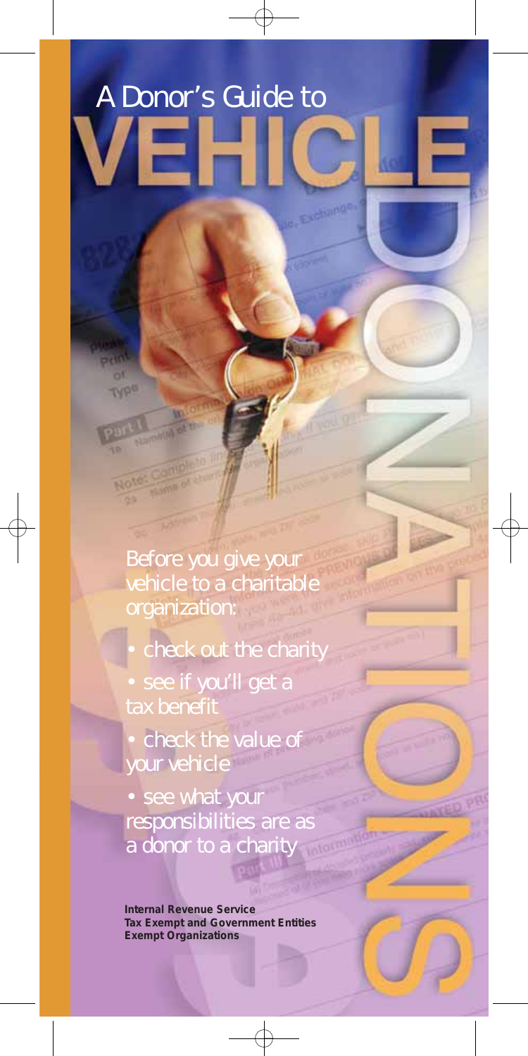# A Donor's Guide to VEHICLE DONATIONS

Before you give your vehicle to a charitable organization:

- check out the charity
- see if you'll get a tax benefit
- check the value of your vehicle
- see what your responsibilities are as a donor to a charity

**Internal Revenue Service**
**Tax Exempt and Government Entities**
**Exempt Organizations**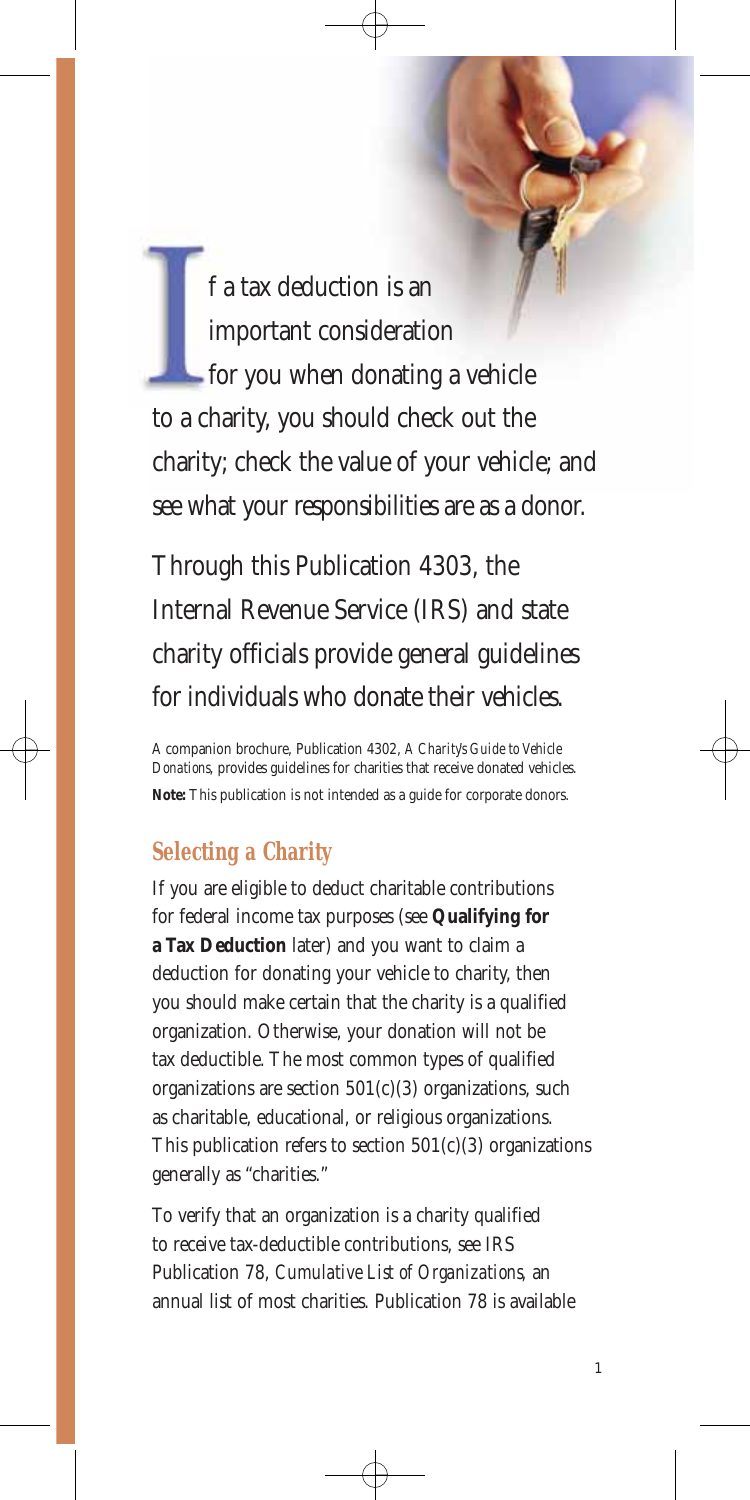If a tax deduction is an important consideration for you when donating a vehicle to a charity, you should check out the charity; check the value of your vehicle; and see what your responsibilities are as a donor.

Through this Publication 4303, the Internal Revenue Service (IRS) and state charity officials provide general guidelines for individuals who donate their vehicles.

A companion brochure, Publication 4302, *A Charity's Guide to Vehicle Donations*, provides guidelines for charities that receive donated vehicles.

**Note:** This publication is not intended as a guide for corporate donors.

## Selecting a Charity

If you are eligible to deduct charitable contributions for federal income tax purposes (see **Qualifying for a Tax Deduction** later) and you want to claim a deduction for donating your vehicle to charity, then you should make certain that the charity is a qualified organization. Otherwise, your donation will not be tax deductible. The most common types of qualified organizations are section 501(c)(3) organizations, such as charitable, educational, or religious organizations. This publication refers to section 501(c)(3) organizations generally as "charities."

To verify that an organization is a charity qualified to receive tax-deductible contributions, see IRS Publication 78, *Cumulative List of Organizations*, an annual list of most charities. Publication 78 is available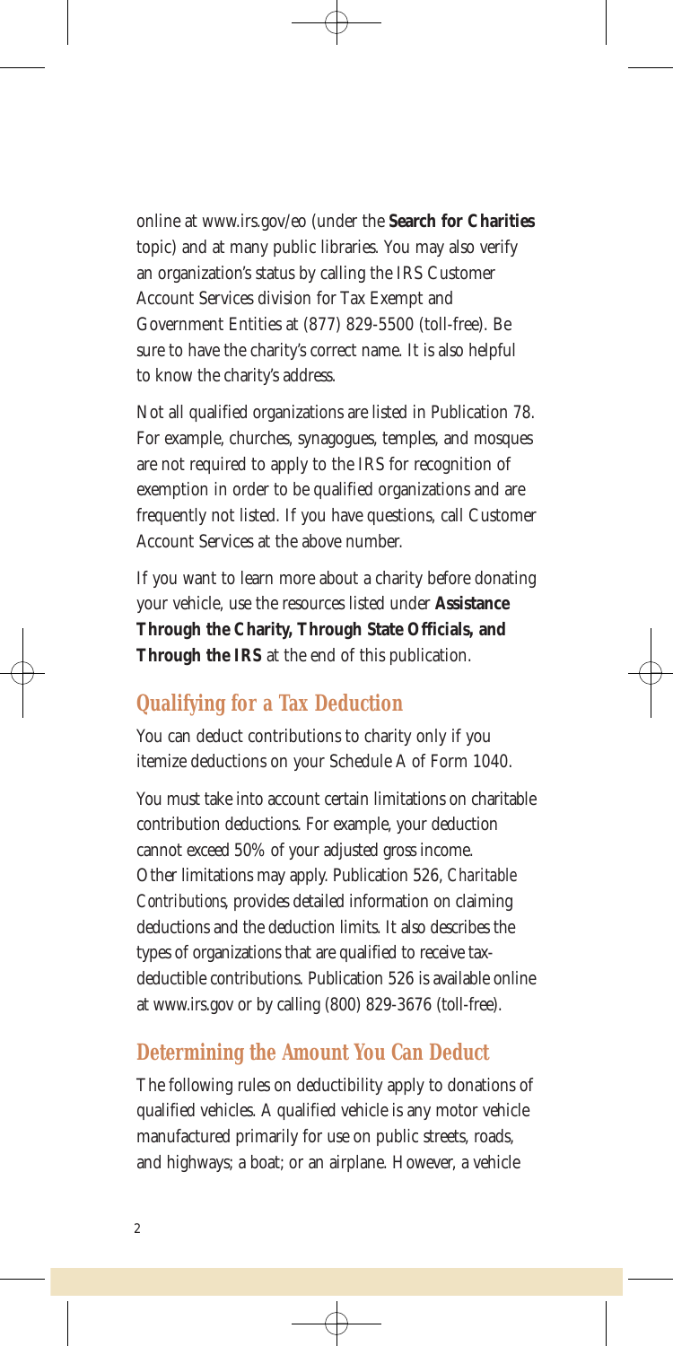online at www.irs.gov/eo (under the **Search for Charities** topic) and at many public libraries. You may also verify an organization's status by calling the IRS Customer Account Services division for Tax Exempt and Government Entities at (877) 829-5500 (toll-free). Be sure to have the charity's correct name. It is also helpful to know the charity's address.

Not all qualified organizations are listed in Publication 78. For example, churches, synagogues, temples, and mosques are not required to apply to the IRS for recognition of exemption in order to be qualified organizations and are frequently not listed. If you have questions, call Customer Account Services at the above number.

If you want to learn more about a charity before donating your vehicle, use the resources listed under **Assistance Through the Charity, Through State Officials, and Through the IRS** at the end of this publication.

## Qualifying for a Tax Deduction

You can deduct contributions to charity only if you itemize deductions on your Schedule A of Form 1040.

You must take into account certain limitations on charitable contribution deductions. For example, your deduction cannot exceed 50% of your adjusted gross income. Other limitations may apply. Publication 526, *Charitable Contributions*, provides detailed information on claiming deductions and the deduction limits. It also describes the types of organizations that are qualified to receive tax-deductible contributions. Publication 526 is available online at www.irs.gov or by calling (800) 829-3676 (toll-free).

## Determining the Amount You Can Deduct

The following rules on deductibility apply to donations of qualified vehicles. A qualified vehicle is any motor vehicle manufactured primarily for use on public streets, roads, and highways; a boat; or an airplane. However, a vehicle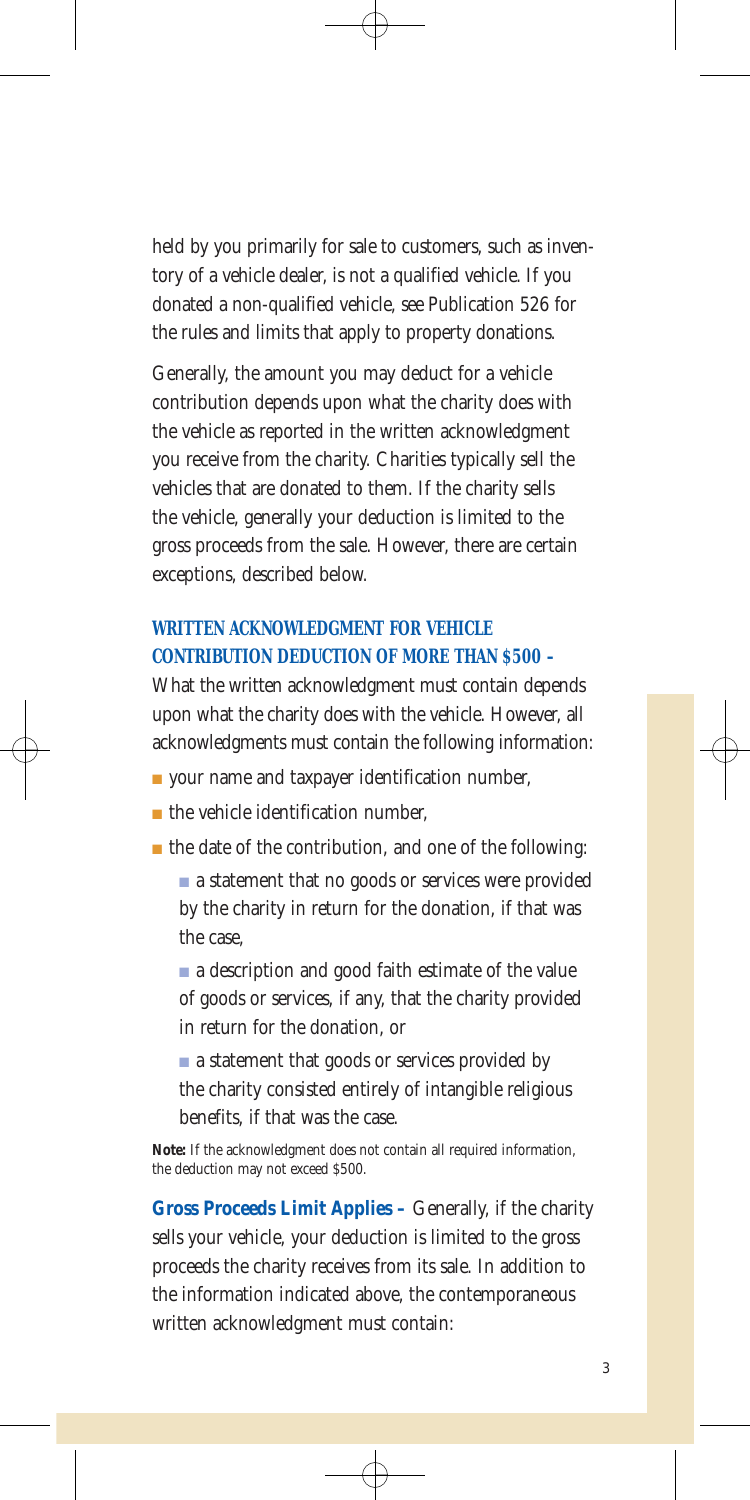held by you primarily for sale to customers, such as inventory of a vehicle dealer, is not a qualified vehicle. If you donated a non-qualified vehicle, see Publication 526 for the rules and limits that apply to property donations.

Generally, the amount you may deduct for a vehicle contribution depends upon what the charity does with the vehicle as reported in the written acknowledgment you receive from the charity. Charities typically sell the vehicles that are donated to them. If the charity sells the vehicle, generally your deduction is limited to the gross proceeds from the sale. However, there are certain exceptions, described below.

### WRITTEN ACKNOWLEDGMENT FOR VEHICLE CONTRIBUTION DEDUCTION OF MORE THAN $500 –

What the written acknowledgment must contain depends upon what the charity does with the vehicle. However, all acknowledgments must contain the following information:

- your name and taxpayer identification number,
- the vehicle identification number,
- the date of the contribution, and one of the following:
  - a statement that no goods or services were provided by the charity in return for the donation, if that was the case,
  - a description and good faith estimate of the value of goods or services, if any, that the charity provided in return for the donation, or
  - a statement that goods or services provided by the charity consisted entirely of intangible religious benefits, if that was the case.

**Note:** If the acknowledgment does not contain all required information, the deduction may not exceed $500.

**Gross Proceeds Limit Applies –** Generally, if the charity sells your vehicle, your deduction is limited to the gross proceeds the charity receives from its sale. In addition to the information indicated above, the contemporaneous written acknowledgment must contain: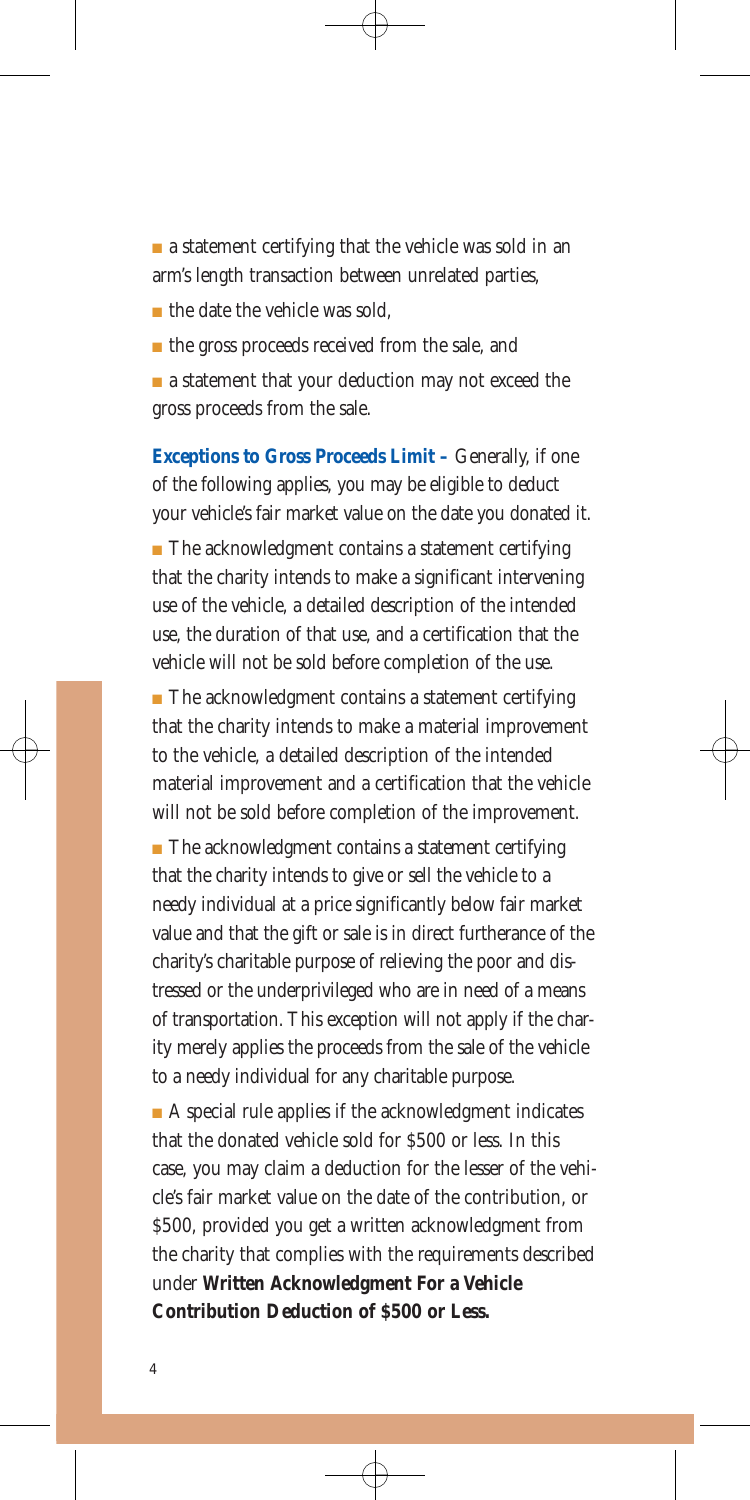- a statement certifying that the vehicle was sold in an arm's length transaction between unrelated parties,
- the date the vehicle was sold,
- the gross proceeds received from the sale, and
- a statement that your deduction may not exceed the gross proceeds from the sale.

**Exceptions to Gross Proceeds Limit –** Generally, if one of the following applies, you may be eligible to deduct your vehicle's fair market value on the date you donated it.

- The acknowledgment contains a statement certifying that the charity intends to make a significant intervening use of the vehicle, a detailed description of the intended use, the duration of that use, and a certification that the vehicle will not be sold before completion of the use.
- The acknowledgment contains a statement certifying that the charity intends to make a material improvement to the vehicle, a detailed description of the intended material improvement and a certification that the vehicle will not be sold before completion of the improvement.
- The acknowledgment contains a statement certifying that the charity intends to give or sell the vehicle to a needy individual at a price significantly below fair market value and that the gift or sale is in direct furtherance of the charity's charitable purpose of relieving the poor and distressed or the underprivileged who are in need of a means of transportation. This exception will not apply if the charity merely applies the proceeds from the sale of the vehicle to a needy individual for any charitable purpose.
- A special rule applies if the acknowledgment indicates that the donated vehicle sold for $500 or less. In this case, you may claim a deduction for the lesser of the vehicle's fair market value on the date of the contribution, or $500, provided you get a written acknowledgment from the charity that complies with the requirements described under **Written Acknowledgment For a Vehicle Contribution Deduction of $500 or Less.**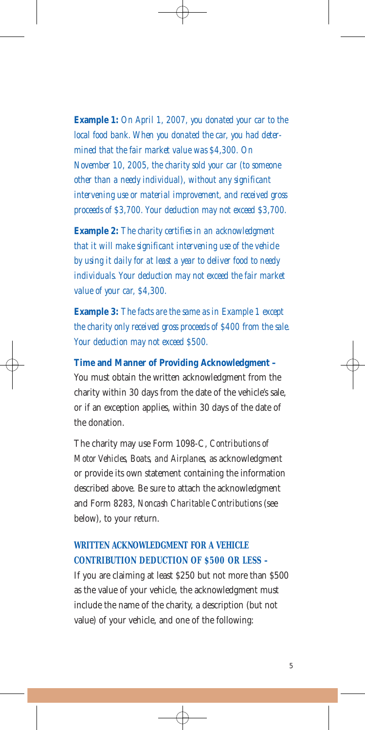**Example 1:** *On April 1, 2007, you donated your car to the local food bank. When you donated the car, you had determined that the fair market value was $4,300. On November 10, 2005, the charity sold your car (to someone other than a needy individual), without any significant intervening use or material improvement, and received gross proceeds of $3,700. Your deduction may not exceed $3,700.*

**Example 2:** *The charity certifies in an acknowledgment that it will make significant intervening use of the vehicle by using it daily for at least a year to deliver food to needy individuals. Your deduction may not exceed the fair market value of your car, $4,300.*

**Example 3:** *The facts are the same as in Example 1 except the charity only received gross proceeds of $400 from the sale. Your deduction may not exceed $500.*

**Time and Manner of Providing Acknowledgment –** You must obtain the written acknowledgment from the charity within 30 days from the date of the vehicle's sale, or if an exception applies, within 30 days of the date of the donation.

The charity may use Form 1098-C, *Contributions of Motor Vehicles, Boats, and Airplanes*, as acknowledgment or provide its own statement containing the information described above. Be sure to attach the acknowledgment and Form 8283, *Noncash Charitable Contributions* (see below), to your return.

### WRITTEN ACKNOWLEDGMENT FOR A VEHICLE CONTRIBUTION DEDUCTION OF $500 OR LESS –

If you are claiming at least $250 but not more than $500 as the value of your vehicle, the acknowledgment must include the name of the charity, a description (but not value) of your vehicle, and one of the following: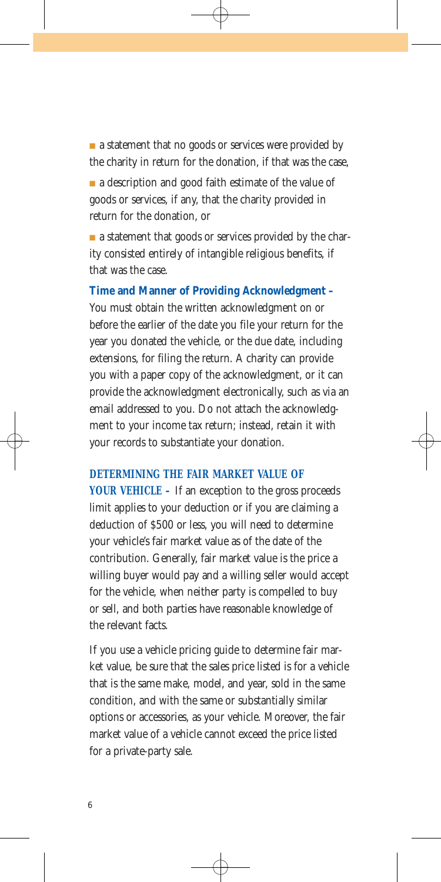- a statement that no goods or services were provided by the charity in return for the donation, if that was the case,
- a description and good faith estimate of the value of goods or services, if any, that the charity provided in return for the donation, or
- a statement that goods or services provided by the charity consisted entirely of intangible religious benefits, if that was the case.

**Time and Manner of Providing Acknowledgment –** You must obtain the written acknowledgment on or before the earlier of the date you file your return for the year you donated the vehicle, or the due date, including extensions, for filing the return. A charity can provide you with a paper copy of the acknowledgment, or it can provide the acknowledgment electronically, such as via an email addressed to you. Do not attach the acknowledgment to your income tax return; instead, retain it with your records to substantiate your donation.

### DETERMINING THE FAIR MARKET VALUE OF YOUR VEHICLE –

If an exception to the gross proceeds limit applies to your deduction or if you are claiming a deduction of $500 or less, you will need to determine your vehicle's fair market value as of the date of the contribution. Generally, fair market value is the price a willing buyer would pay and a willing seller would accept for the vehicle, when neither party is compelled to buy or sell, and both parties have reasonable knowledge of the relevant facts.

If you use a vehicle pricing guide to determine fair market value, be sure that the sales price listed is for a vehicle that is the same make, model, and year, sold in the same condition, and with the same or substantially similar options or accessories, as your vehicle. Moreover, the fair market value of a vehicle cannot exceed the price listed for a private-party sale.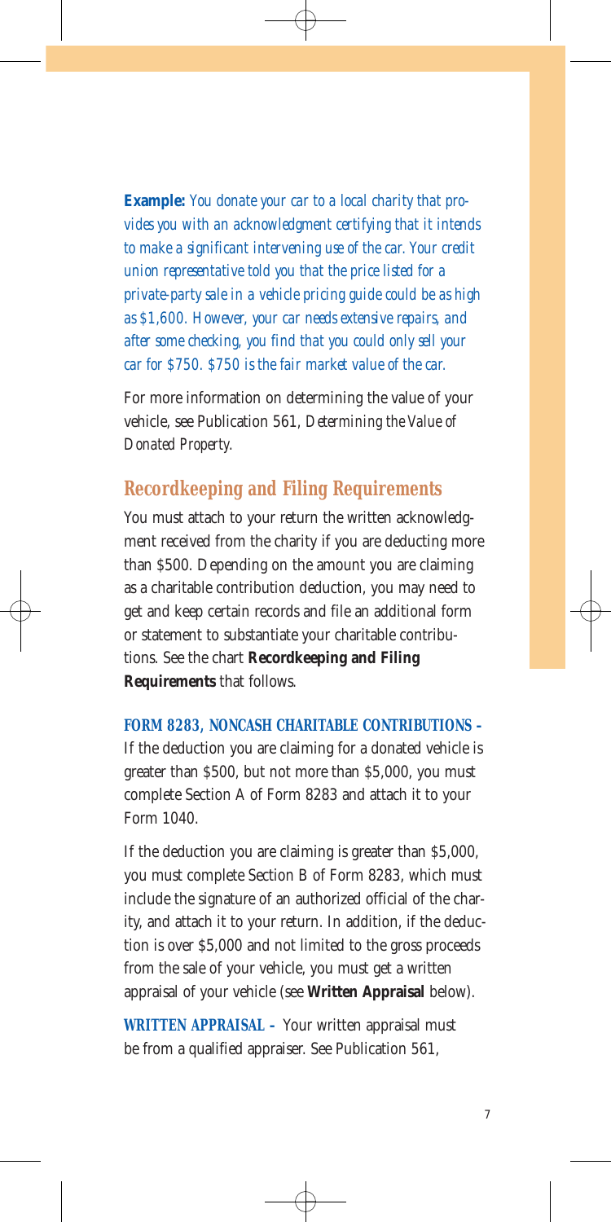**Example:** *You donate your car to a local charity that provides you with an acknowledgment certifying that it intends to make a significant intervening use of the car. Your credit union representative told you that the price listed for a private-party sale in a vehicle pricing guide could be as high as $1,600. However, your car needs extensive repairs, and after some checking, you find that you could only sell your car for $750. $750 is the fair market value of the car.*

For more information on determining the value of your vehicle, see Publication 561, *Determining the Value of Donated Property*.

## Recordkeeping and Filing Requirements

You must attach to your return the written acknowledgment received from the charity if you are deducting more than $500. Depending on the amount you are claiming as a charitable contribution deduction, you may need to get and keep certain records and file an additional form or statement to substantiate your charitable contributions. See the chart **Recordkeeping and Filing Requirements** that follows.

**FORM 8283, NONCASH CHARITABLE CONTRIBUTIONS -** If the deduction you are claiming for a donated vehicle is greater than $500, but not more than $5,000, you must complete Section A of Form 8283 and attach it to your Form 1040.

If the deduction you are claiming is greater than $5,000, you must complete Section B of Form 8283, which must include the signature of an authorized official of the charity, and attach it to your return. In addition, if the deduction is over $5,000 and not limited to the gross proceeds from the sale of your vehicle, you must get a written appraisal of your vehicle (see **Written Appraisal** below).

**WRITTEN APPRAISAL -** Your written appraisal must be from a qualified appraiser. See Publication 561,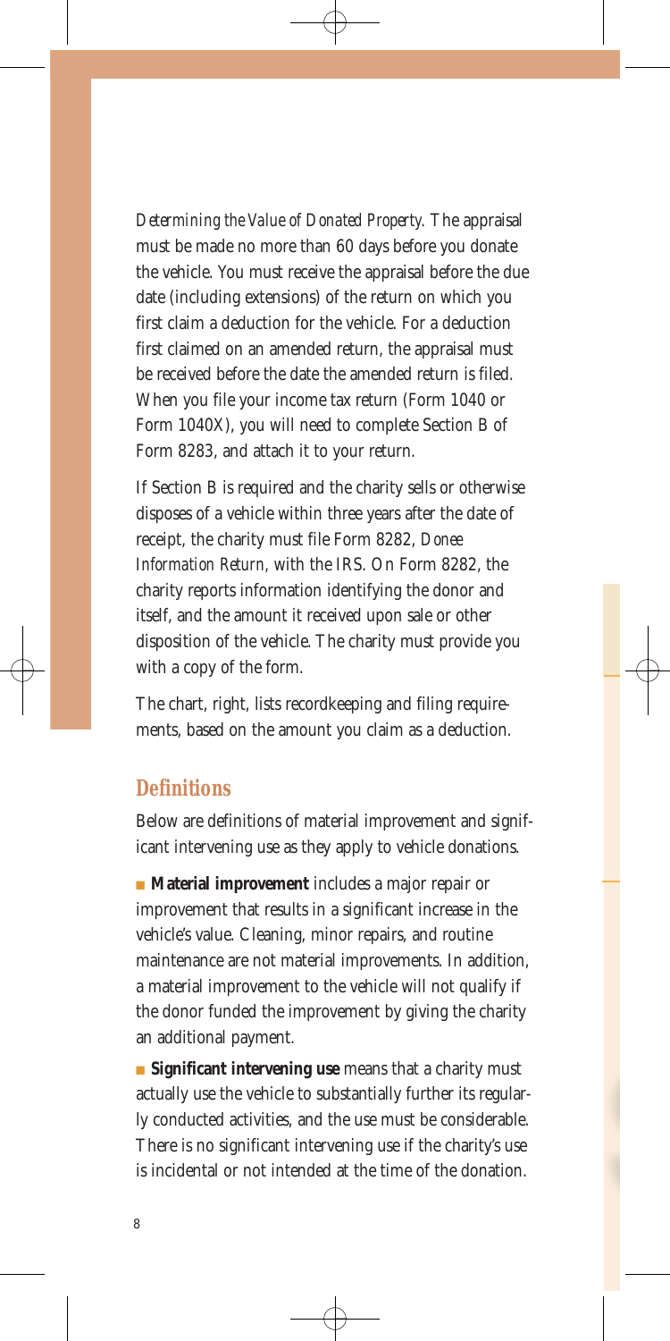*Determining the Value of Donated Property.* The appraisal must be made no more than 60 days before you donate the vehicle. You must receive the appraisal before the due date (including extensions) of the return on which you first claim a deduction for the vehicle. For a deduction first claimed on an amended return, the appraisal must be received before the date the amended return is filed. When you file your income tax return (Form 1040 or Form 1040X), you will need to complete Section B of Form 8283, and attach it to your return.

If Section B is required and the charity sells or otherwise disposes of a vehicle within three years after the date of receipt, the charity must file Form 8282, *Donee Information Return*, with the IRS. On Form 8282, the charity reports information identifying the donor and itself, and the amount it received upon sale or other disposition of the vehicle. The charity must provide you with a copy of the form.

The chart, right, lists recordkeeping and filing requirements, based on the amount you claim as a deduction.

## Definitions

Below are definitions of material improvement and significant intervening use as they apply to vehicle donations.

- **Material improvement** includes a major repair or improvement that results in a significant increase in the vehicle's value. Cleaning, minor repairs, and routine maintenance are not material improvements. In addition, a material improvement to the vehicle will not qualify if the donor funded the improvement by giving the charity an additional payment.

- **Significant intervening use** means that a charity must actually use the vehicle to substantially further its regularly conducted activities, and the use must be considerable. There is no significant intervening use if the charity's use is incidental or not intended at the time of the donation.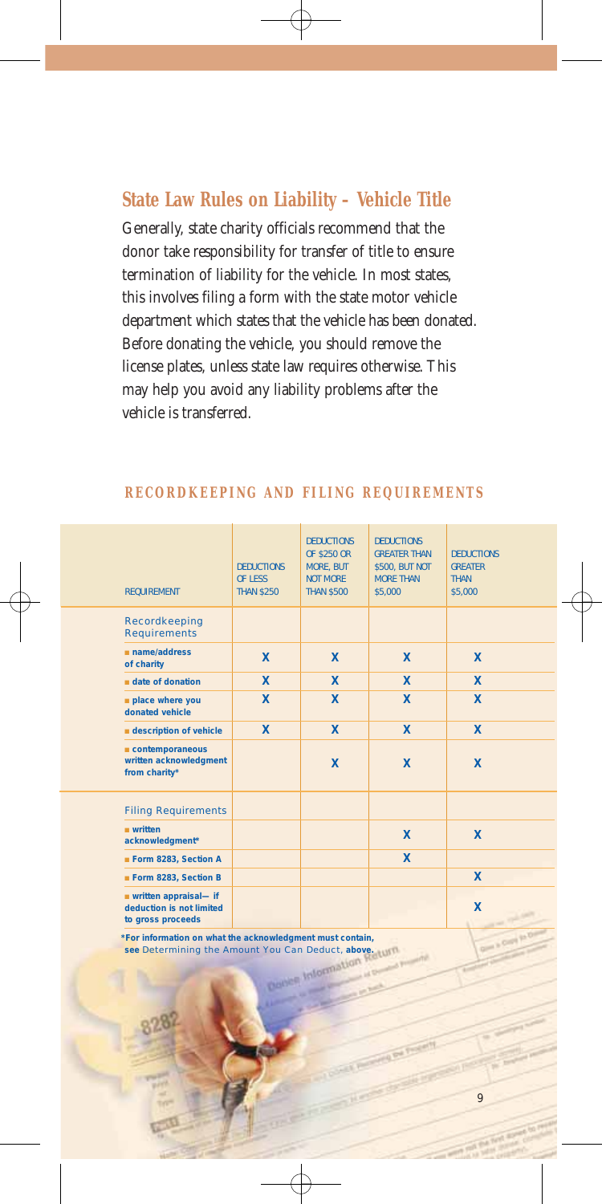## State Law Rules on Liability - Vehicle Title

Generally, state charity officials recommend that the donor take responsibility for transfer of title to ensure termination of liability for the vehicle. In most states, this involves filing a form with the state motor vehicle department which states that the vehicle has been donated. Before donating the vehicle, you should remove the license plates, unless state law requires otherwise. This may help you avoid any liability problems after the vehicle is transferred.

### RECORDKEEPING AND FILING REQUIREMENTS

| REQUIREMENT | DEDUCTIONS OF LESS THAN $250 | DEDUCTIONS OF $250 OR MORE, BUT NOT MORE THAN $500 | DEDUCTIONS GREATER THAN $500, BUT NOT MORE THAN $5,000 | DEDUCTIONS GREATER THAN $5,000 |
|---|---|---|---|---|
| **Recordkeeping Requirements** | | | | |
| ■ name/address of charity | X | X | X | X |
| ■ date of donation | X | X | X | X |
| ■ place where you donated vehicle | X | X | X | X |
| ■ description of vehicle | X | X | X | X |
| ■ contemporaneous written acknowledgment from charity* | | X | X | X |
| **Filing Requirements** | | | | |
| ■ written acknowledgment* | | | X | X |
| ■ Form 8283, Section A | | | X | |
| ■ Form 8283, Section B | | | | X |
| ■ written appraisal— if deduction is not limited to gross proceeds | | | | X |

*For information on what the acknowledgment must contain, see *Determining the Amount You Can Deduct*, **above.**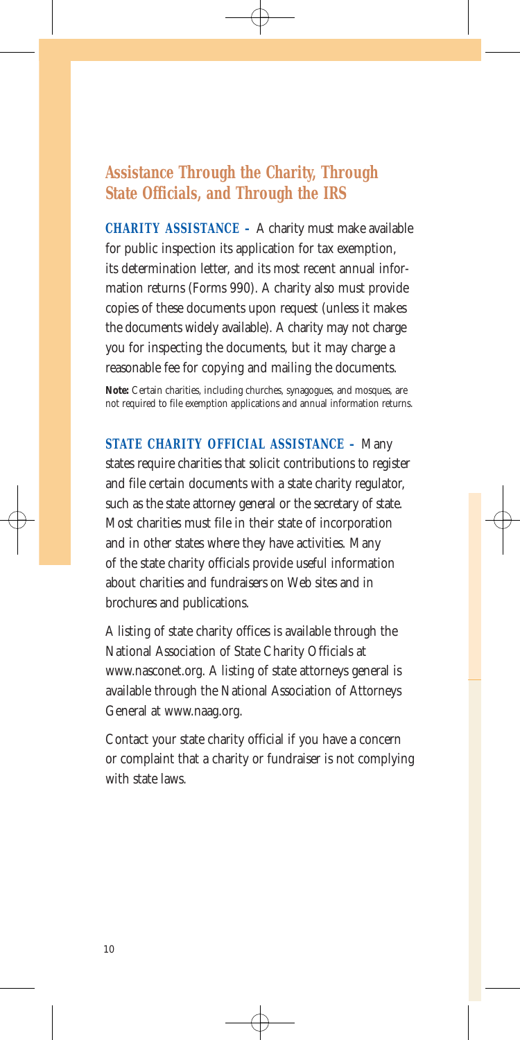## Assistance Through the Charity, Through State Officials, and Through the IRS

**CHARITY ASSISTANCE –** A charity must make available for public inspection its application for tax exemption, its determination letter, and its most recent annual information returns (Forms 990). A charity also must provide copies of these documents upon request (unless it makes the documents widely available). A charity may not charge you for inspecting the documents, but it may charge a reasonable fee for copying and mailing the documents.

**Note:** Certain charities, including churches, synagogues, and mosques, are not required to file exemption applications and annual information returns.

**STATE CHARITY OFFICIAL ASSISTANCE –** Many states require charities that solicit contributions to register and file certain documents with a state charity regulator, such as the state attorney general or the secretary of state. Most charities must file in their state of incorporation and in other states where they have activities. Many of the state charity officials provide useful information about charities and fundraisers on Web sites and in brochures and publications.

A listing of state charity offices is available through the National Association of State Charity Officials at www.nasconet.org. A listing of state attorneys general is available through the National Association of Attorneys General at www.naag.org.

Contact your state charity official if you have a concern or complaint that a charity or fundraiser is not complying with state laws.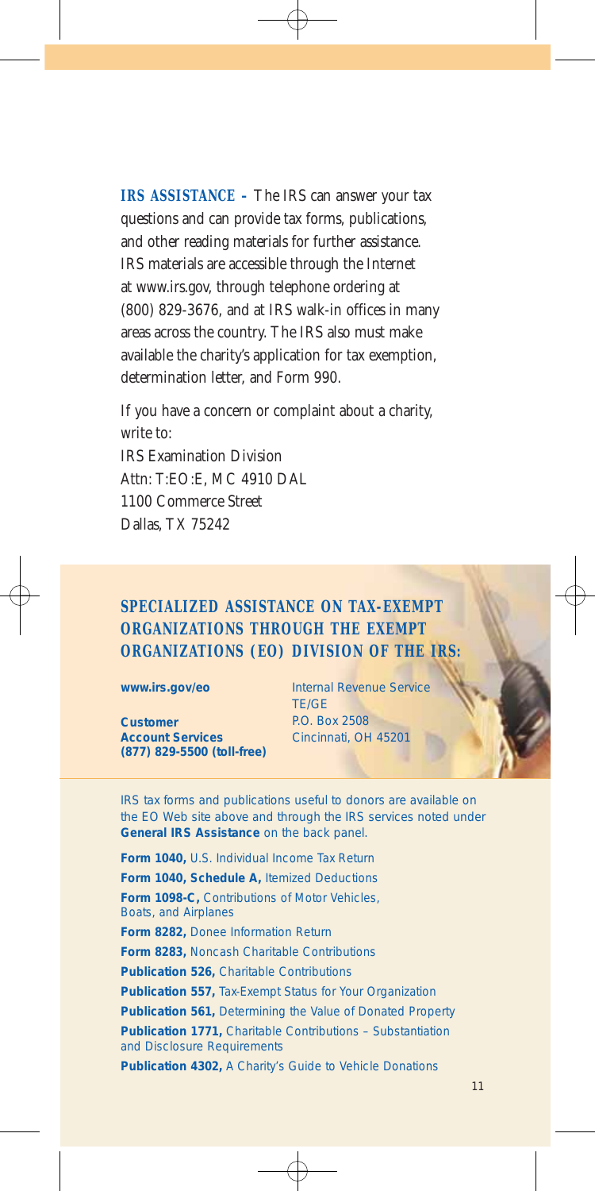**IRS ASSISTANCE –** The IRS can answer your tax questions and can provide tax forms, publications, and other reading materials for further assistance. IRS materials are accessible through the Internet at www.irs.gov, through telephone ordering at (800) 829-3676, and at IRS walk-in offices in many areas across the country. The IRS also must make available the charity's application for tax exemption, determination letter, and Form 990.

If you have a concern or complaint about a charity, write to:
IRS Examination Division
Attn: T:EO:E, MC 4910 DAL
1100 Commerce Street
Dallas, TX 75242

## SPECIALIZED ASSISTANCE ON TAX-EXEMPT ORGANIZATIONS THROUGH THE EXEMPT ORGANIZATIONS (EO) DIVISION OF THE IRS:

**www.irs.gov/eo**

**Customer Account Services**
**(877) 829-5500 (toll-free)**

Internal Revenue Service
TE/GE
P.O. Box 2508
Cincinnati, OH 45201

IRS tax forms and publications useful to donors are available on the EO Web site above and through the IRS services noted under **General IRS Assistance** on the back panel.

**Form 1040,** U.S. Individual Income Tax Return
**Form 1040, Schedule A,** Itemized Deductions
**Form 1098-C,** Contributions of Motor Vehicles, Boats, and Airplanes
**Form 8282,** Donee Information Return
**Form 8283,** Noncash Charitable Contributions
**Publication 526,** Charitable Contributions
**Publication 557,** Tax-Exempt Status for Your Organization
**Publication 561,** Determining the Value of Donated Property
**Publication 1771,** Charitable Contributions – Substantiation and Disclosure Requirements
**Publication 4302,** A Charity's Guide to Vehicle Donations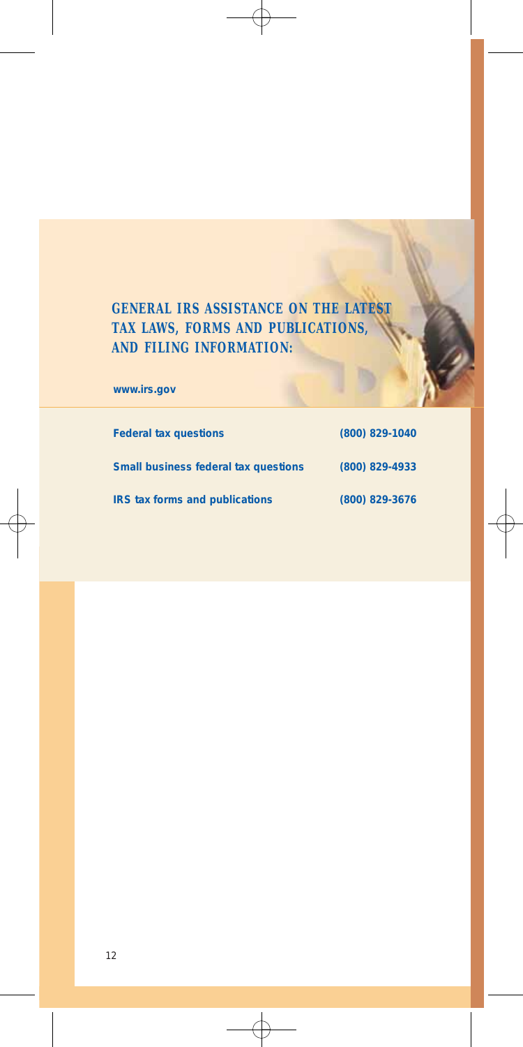## GENERAL IRS ASSISTANCE ON THE LATEST TAX LAWS, FORMS AND PUBLICATIONS, AND FILING INFORMATION:

**www.irs.gov**

| | |
|---|---|
| **Federal tax questions** | **(800) 829-1040** |
| **Small business federal tax questions** | **(800) 829-4933** |
| **IRS tax forms and publications** | **(800) 829-3676** |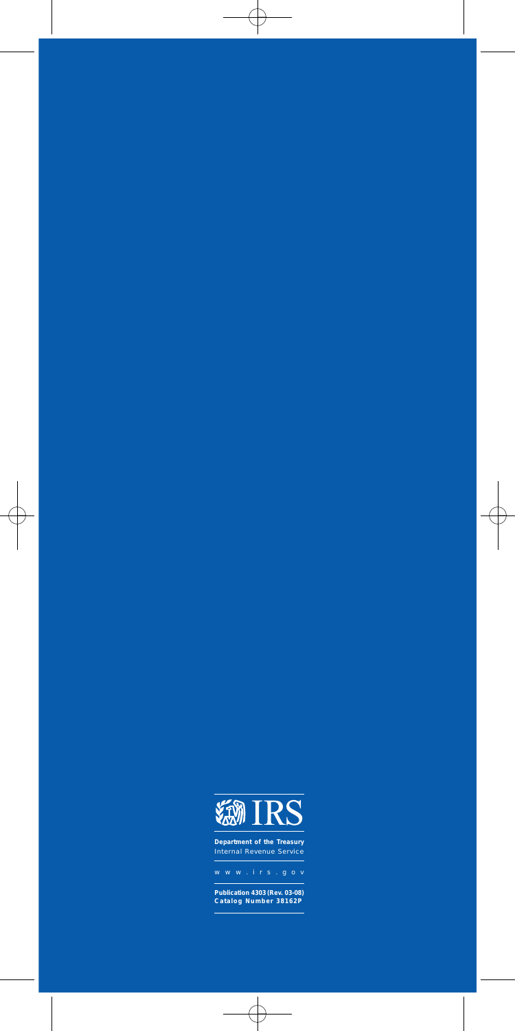IRS

**Department of the Treasury**
Internal Revenue Service

www.irs.gov

**Publication 4303 (Rev. 03-08)**
**Catalog Number 38162P**